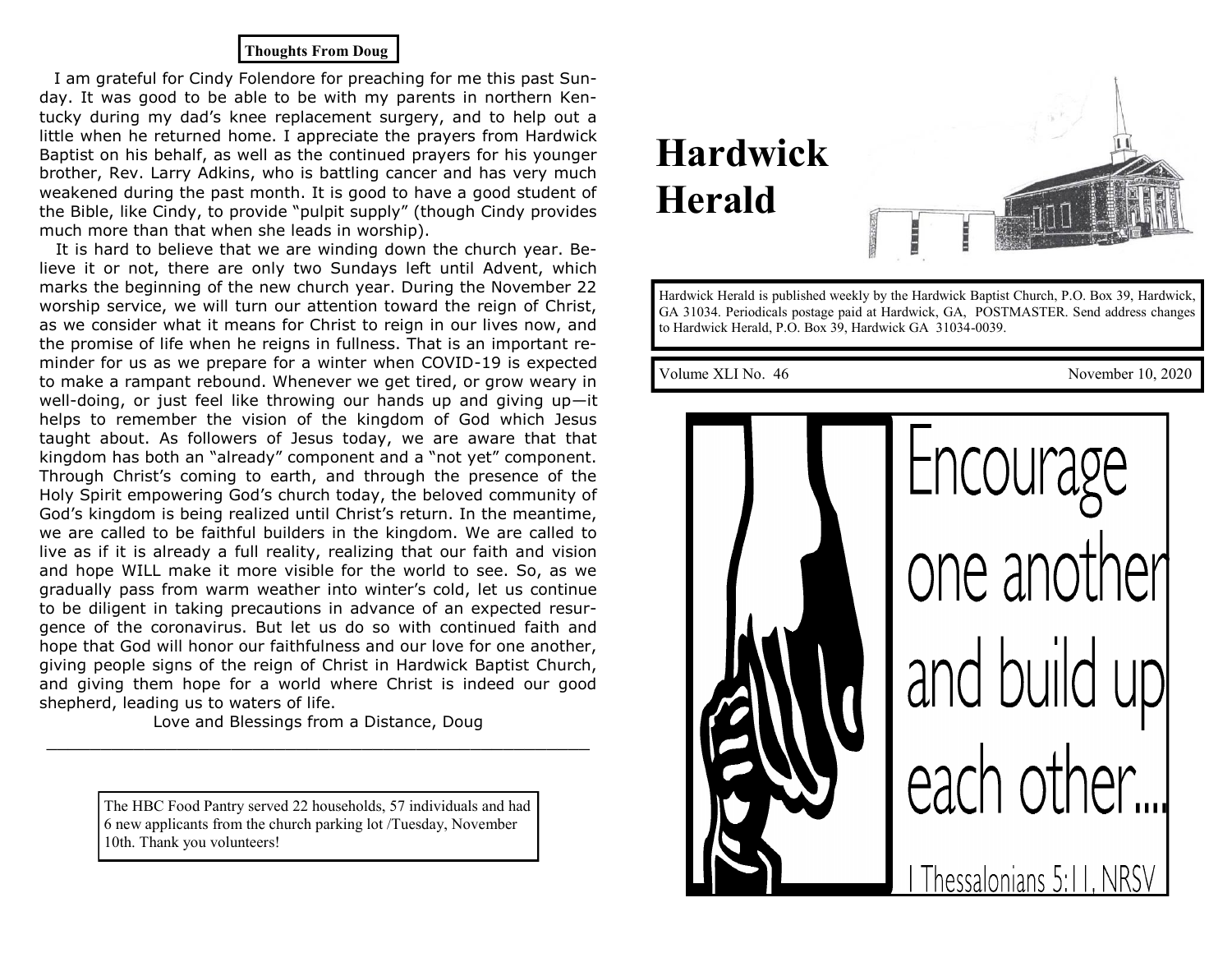**Thoughts From Doug**

I am grateful for Cindy Folendore for preaching for me this past Sunday. It was good to be able to be with my parents in northern Kentucky during my dad's knee replacement surgery, and to help out a little when he returned home. I appreciate the prayers from Hardwick Baptist on his behalf, as well as the continued prayers for his younger brother, Rev. Larry Adkins, who is battling cancer and has very much weakened during the past month. It is good to have a good student of the Bible, like Cindy, to provide "pulpit supply" (though Cindy provides much more than that when she leads in worship).

It is hard to believe that we are winding down the church year. Believe it or not, there are only two Sundays left until Advent, which marks the beginning of the new church year. During the November 22 worship service, we will turn our attention toward the reign of Christ, as we consider what it means for Christ to reign in our lives now, and the promise of life when he reigns in fullness. That is an important reminder for us as we prepare for a winter when COVID-19 is expected to make a rampant rebound. Whenever we get tired, or grow weary in well-doing, or just feel like throwing our hands up and giving up—it helps to remember the vision of the kingdom of God which Jesus taught about. As followers of Jesus today, we are aware that that kingdom has both an "already" component and a "not yet" component. Through Christ's coming to earth, and through the presence of the Holy Spirit empowering God's church today, the beloved community of God's kingdom is being realized until Christ's return. In the meantime, we are called to be faithful builders in the kingdom. We are called to live as if it is already a full reality, realizing that our faith and vision and hope WILL make it more visible for the world to see. So, as we gradually pass from warm weather into winter's cold, let us continue to be diligent in taking precautions in advance of an expected resurgence of the coronavirus. But let us do so with continued faith and hope that God will honor our faithfulness and our love for one another, giving people signs of the reign of Christ in Hardwick Baptist Church, and giving them hope for a world where Christ is indeed our good shepherd, leading us to waters of life.

Love and Blessings from a Distance, Doug

---

The HBC Food Pantry served 22 households, 57 individuals and had 6 new applicants from the church parking lot /Tuesday, November 10th. Thank you volunteers!

# Hardwick Herald

Hardwick Herald is published weekly by the Hardwick Baptist Church, P.O. Box 39, Hardwick, GA 31034. Periodicals postage paid at Hardwick, GA, POSTMASTER. Send address changes to Hardwick Herald, P.O. Box 39, Hardwick GA 31034-0039.

Volume XLI No. 46 — November 10, 2020

Encourage one another and build up each other....

I Thessalonians 5:11, NRSV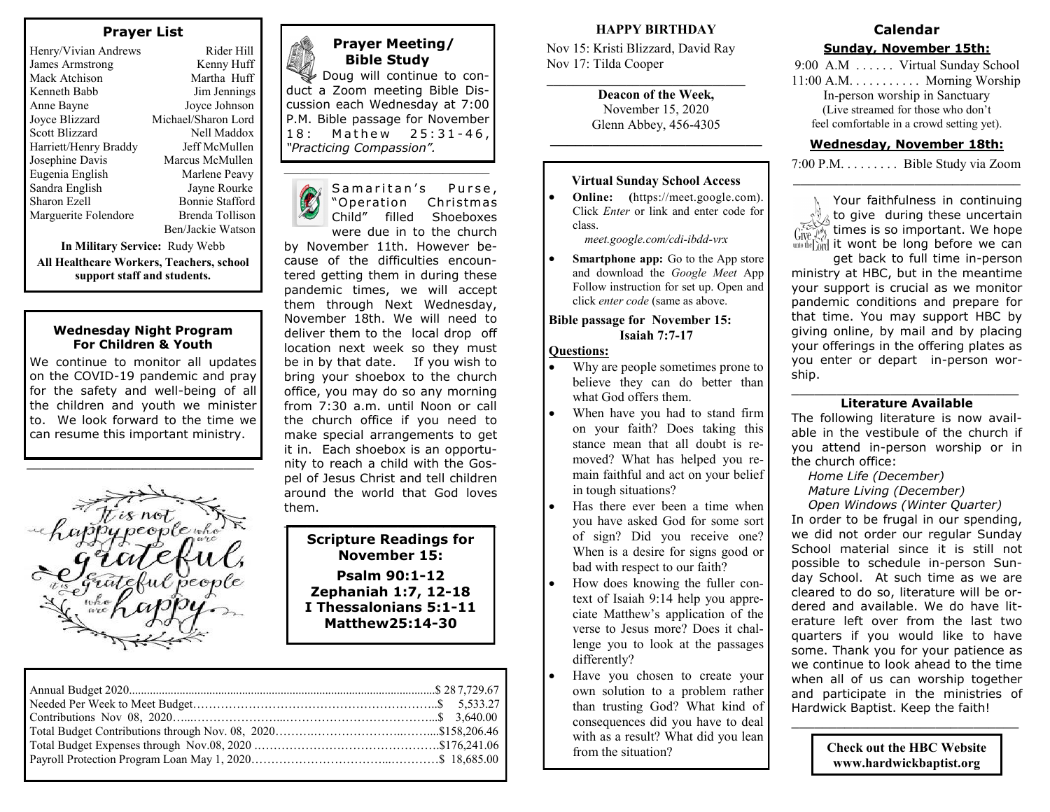## Prayer List

| | |
|---|---|
| Henry/Vivian Andrews | Rider Hill |
| James Armstrong | Kenny Huff |
| Mack Atchison | Martha Huff |
| Kenneth Babb | Jim Jennings |
| Anne Bayne | Joyce Johnson |
| Joyce Blizzard | Michael/Sharon Lord |
| Scott Blizzard | Nell Maddox |
| Harriett/Henry Braddy | Jeff McMullen |
| Josephine Davis | Marcus McMullen |
| Eugenia English | Marlene Peavy |
| Sandra English | Jayne Rourke |
| Sharon Ezell | Bonnie Stafford |
| Marguerite Folendore | Brenda Tollison |
| | Ben/Jackie Watson |

**In Military Service:** Rudy Webb

**All Healthcare Workers, Teachers, school support staff and students.**

### Wednesday Night Program For Children & Youth

We continue to monitor all updates on the COVID-19 pandemic and pray for the safety and well-being of all the children and youth we minister to. We look forward to the time we can resume this important ministry.

It is not happy people who are grateful, it is grateful people who are happy.

### Prayer Meeting/ Bible Study

Doug will continue to conduct a Zoom meeting Bible Discussion each Wednesday at 7:00 P.M. Bible passage for November 18: Mathew 25:31-46, *"Practicing Compassion".*

Samaritan's Purse, "Operation Christmas Child" filled Shoeboxes were due in to the church by November 11th. However because of the difficulties encountered getting them in during these pandemic times, we will accept them through Next Wednesday, November 18th. We will need to deliver them to the local drop off location next week so they must be in by that date. If you wish to bring your shoebox to the church office, you may do so any morning from 7:30 a.m. until Noon or call the church office if you need to make special arrangements to get it in. Each shoebox is an opportunity to reach a child with the Gospel of Jesus Christ and tell children around the world that God loves them.

### Scripture Readings for November 15:

**Psalm 90:1-12**
**Zephaniah 1:7, 12-18**
**I Thessalonians 5:1-11**
**Matthew25:14-30**

| | |
|---|---|
| Annual Budget 2020 | $ 287,729.67 |
| Needed Per Week to Meet Budget | $ 5,533.27 |
| Contributions Nov 08, 2020 | $ 3,640.00 |
| Total Budget Contributions through Nov. 08, 2020 | $158,206.46 |
| Total Budget Expenses through Nov.08, 2020 | $176,241.06 |
| Payroll Protection Program Loan May 1, 2020 | $ 18,685.00 |

### HAPPY BIRTHDAY

Nov 15: Kristi Blizzard, David Ray
Nov 17: Tilda Cooper

**Deacon of the Week,**
November 15, 2020
Glenn Abbey, 456-4305

### Virtual Sunday School Access

- **Online:** (https://meet.google.com). Click *Enter* or link and enter code for class.
  *meet.google.com/cdi-ibdd-vrx*
- **Smartphone app:** Go to the App store and download the *Google Meet* App Follow instruction for set up. Open and click *enter code* (same as above.

**Bible passage for November 15: Isaiah 7:7-17**

**Questions:**

- Why are people sometimes prone to believe they can do better than what God offers them.
- When have you had to stand firm on your faith? Does taking this stance mean that all doubt is removed? What has helped you remain faithful and act on your belief in tough situations?
- Has there ever been a time when you have asked God for some sort of sign? Did you receive one? When is a desire for signs good or bad with respect to our faith?
- How does knowing the fuller context of Isaiah 9:14 help you appreciate Matthew's application of the verse to Jesus more? Does it challenge you to look at the passages differently?
- Have you chosen to create your own solution to a problem rather than trusting God? What kind of consequences did you have to deal with as a result? What did you lean from the situation?

## Calendar

### Sunday, November 15th:

9:00 A.M . . . . . . Virtual Sunday School
11:00 A.M. . . . . . . . . . . Morning Worship
In-person worship in Sanctuary
(Live streamed for those who don't feel comfortable in a crowd setting yet).

### Wednesday, November 18th:

7:00 P.M. . . . . . . . . Bible Study via Zoom

Give unto the Lord

Your faithfulness in continuing to give during these uncertain times is so important. We hope it wont be long before we can get back to full time in-person ministry at HBC, but in the meantime your support is crucial as we monitor pandemic conditions and prepare for that time. You may support HBC by giving online, by mail and by placing your offerings in the offering plates as you enter or depart in-person worship.

### Literature Available

The following literature is now available in the vestibule of the church if you attend in-person worship or in the church office:

*Home Life (December)*
*Mature Living (December)*
*Open Windows (Winter Quarter)*

In order to be frugal in our spending, we did not order our regular Sunday School material since it is still not possible to schedule in-person Sunday School. At such time as we are cleared to do so, literature will be ordered and available. We do have literature left over from the last two quarters if you would like to have some. Thank you for your patience as we continue to look ahead to the time when all of us can worship together and participate in the ministries of Hardwick Baptist. Keep the faith!

**Check out the HBC Website www.hardwickbaptist.org**